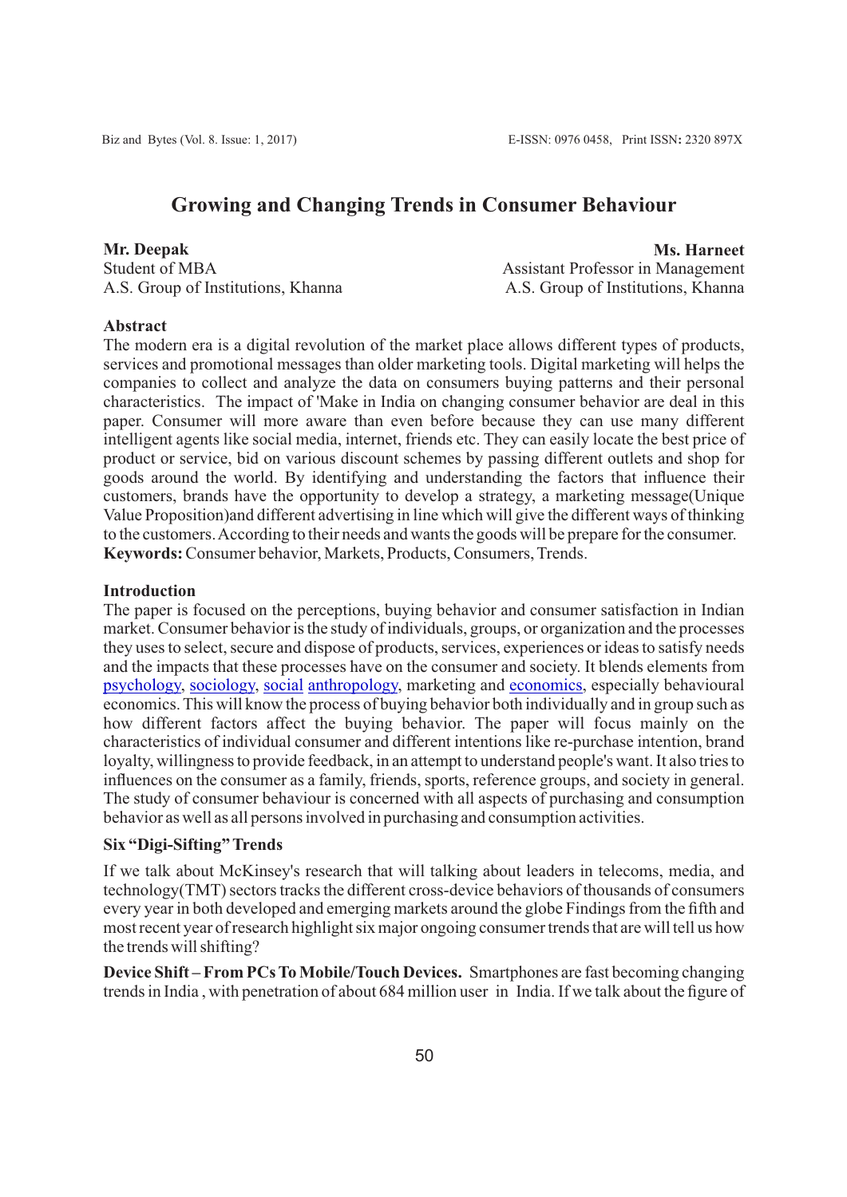# Growing and Changing Trends in Consumer Behaviour

**Mr. Deepak**
Student of MBA
A.S. Group of Institutions, Khanna

**Ms. Harneet**
Assistant Professor in Management
A.S. Group of Institutions, Khanna

## Abstract

The modern era is a digital revolution of the market place allows different types of products, services and promotional messages than older marketing tools. Digital marketing will helps the companies to collect and analyze the data on consumers buying patterns and their personal characteristics. The impact of 'Make in India on changing consumer behavior are deal in this paper. Consumer will more aware than even before because they can use many different intelligent agents like social media, internet, friends etc. They can easily locate the best price of product or service, bid on various discount schemes by passing different outlets and shop for goods around the world. By identifying and understanding the factors that influence their customers, brands have the opportunity to develop a strategy, a marketing message(Unique Value Proposition)and different advertising in line which will give the different ways of thinking to the customers. According to their needs and wants the goods will be prepare for the consumer.

**Keywords:** Consumer behavior, Markets, Products, Consumers, Trends.

## Introduction

The paper is focused on the perceptions, buying behavior and consumer satisfaction in Indian market. Consumer behavior is the study of individuals, groups, or organization and the processes they uses to select, secure and dispose of products, services, experiences or ideas to satisfy needs and the impacts that these processes have on the consumer and society. It blends elements from psychology, sociology, social anthropology, marketing and economics, especially behavioural economics. This will know the process of buying behavior both individually and in group such as how different factors affect the buying behavior. The paper will focus mainly on the characteristics of individual consumer and different intentions like re-purchase intention, brand loyalty, willingness to provide feedback, in an attempt to understand people's want. It also tries to influences on the consumer as a family, friends, sports, reference groups, and society in general. The study of consumer behaviour is concerned with all aspects of purchasing and consumption behavior as well as all persons involved in purchasing and consumption activities.

### Six "Digi-Sifting" Trends

If we talk about McKinsey's research that will talking about leaders in telecoms, media, and technology(TMT) sectors tracks the different cross-device behaviors of thousands of consumers every year in both developed and emerging markets around the globe Findings from the fifth and most recent year of research highlight six major ongoing consumer trends that are will tell us how the trends will shifting?

**Device Shift – From PCs To Mobile/Touch Devices.** Smartphones are fast becoming changing trends in India , with penetration of about 684 million user in India. If we talk about the figure of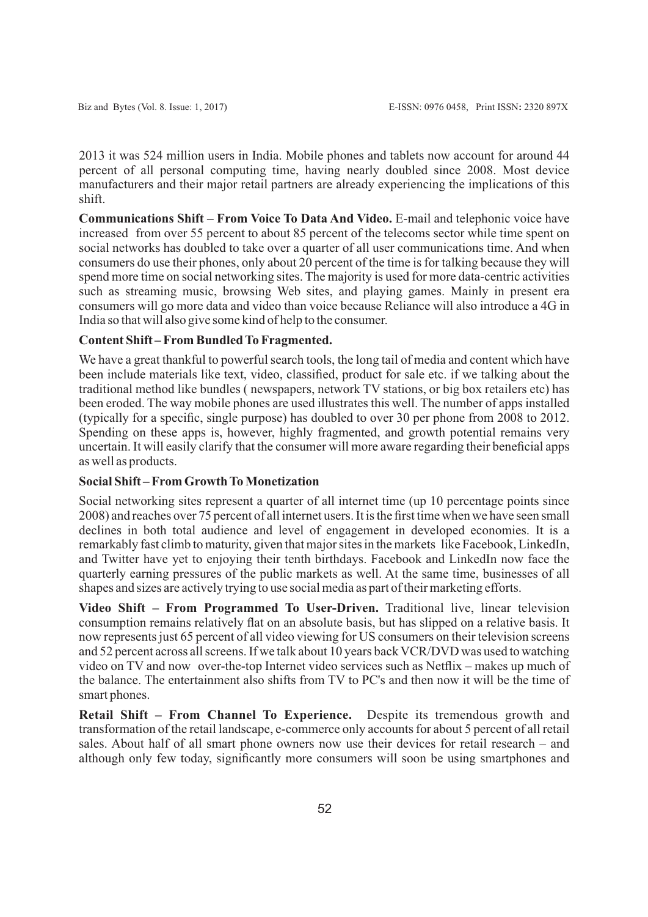2013 it was 524 million users in India. Mobile phones and tablets now account for around 44 percent of all personal computing time, having nearly doubled since 2008. Most device manufacturers and their major retail partners are already experiencing the implications of this shift.

**Communications Shift – From Voice To Data And Video.** E-mail and telephonic voice have increased from over 55 percent to about 85 percent of the telecoms sector while time spent on social networks has doubled to take over a quarter of all user communications time. And when consumers do use their phones, only about 20 percent of the time is for talking because they will spend more time on social networking sites. The majority is used for more data-centric activities such as streaming music, browsing Web sites, and playing games. Mainly in present era consumers will go more data and video than voice because Reliance will also introduce a 4G in India so that will also give some kind of help to the consumer.

**Content Shift – From Bundled To Fragmented.**

We have a great thankful to powerful search tools, the long tail of media and content which have been include materials like text, video, classified, product for sale etc. if we talking about the traditional method like bundles ( newspapers, network TV stations, or big box retailers etc) has been eroded. The way mobile phones are used illustrates this well. The number of apps installed (typically for a specific, single purpose) has doubled to over 30 per phone from 2008 to 2012. Spending on these apps is, however, highly fragmented, and growth potential remains very uncertain. It will easily clarify that the consumer will more aware regarding their beneficial apps as well as products.

**Social Shift – From Growth To Monetization**

Social networking sites represent a quarter of all internet time (up 10 percentage points since 2008) and reaches over 75 percent of all internet users. It is the first time when we have seen small declines in both total audience and level of engagement in developed economies. It is a remarkably fast climb to maturity, given that major sites in the markets like Facebook, LinkedIn, and Twitter have yet to enjoying their tenth birthdays. Facebook and LinkedIn now face the quarterly earning pressures of the public markets as well. At the same time, businesses of all shapes and sizes are actively trying to use social media as part of their marketing efforts.

**Video Shift – From Programmed To User-Driven.** Traditional live, linear television consumption remains relatively flat on an absolute basis, but has slipped on a relative basis. It now represents just 65 percent of all video viewing for US consumers on their television screens and 52 percent across all screens. If we talk about 10 years back VCR/DVD was used to watching video on TV and now over-the-top Internet video services such as Netflix – makes up much of the balance. The entertainment also shifts from TV to PC's and then now it will be the time of smart phones.

**Retail Shift – From Channel To Experience.** Despite its tremendous growth and transformation of the retail landscape, e-commerce only accounts for about 5 percent of all retail sales. About half of all smart phone owners now use their devices for retail research – and although only few today, significantly more consumers will soon be using smartphones and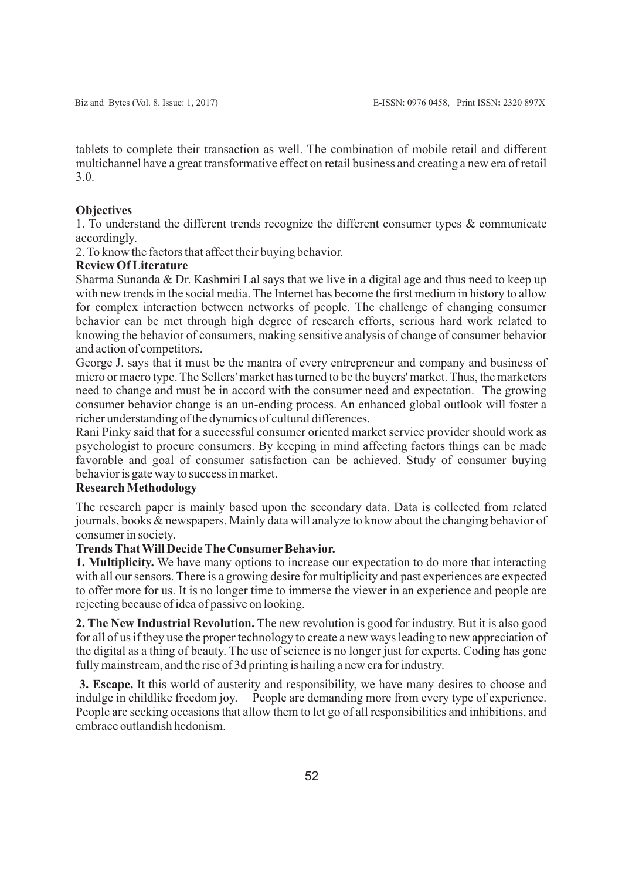tablets to complete their transaction as well. The combination of mobile retail and different multichannel have a great transformative effect on retail business and creating a new era of retail 3.0.

**Objectives**

1. To understand the different trends recognize the different consumer types & communicate accordingly.
2. To know the factors that affect their buying behavior.

**Review Of Literature**

Sharma Sunanda & Dr. Kashmiri Lal says that we live in a digital age and thus need to keep up with new trends in the social media. The Internet has become the first medium in history to allow for complex interaction between networks of people. The challenge of changing consumer behavior can be met through high degree of research efforts, serious hard work related to knowing the behavior of consumers, making sensitive analysis of change of consumer behavior and action of competitors.

George J. says that it must be the mantra of every entrepreneur and company and business of micro or macro type. The Sellers' market has turned to be the buyers' market. Thus, the marketers need to change and must be in accord with the consumer need and expectation. The growing consumer behavior change is an un-ending process. An enhanced global outlook will foster a richer understanding of the dynamics of cultural differences.

Rani Pinky said that for a successful consumer oriented market service provider should work as psychologist to procure consumers. By keeping in mind affecting factors things can be made favorable and goal of consumer satisfaction can be achieved. Study of consumer buying behavior is gate way to success in market.

**Research Methodology**

The research paper is mainly based upon the secondary data. Data is collected from related journals, books & newspapers. Mainly data will analyze to know about the changing behavior of consumer in society.

**Trends That Will Decide The Consumer Behavior.**

**1. Multiplicity.** We have many options to increase our expectation to do more that interacting with all our sensors. There is a growing desire for multiplicity and past experiences are expected to offer more for us. It is no longer time to immerse the viewer in an experience and people are rejecting because of idea of passive on looking.

**2. The New Industrial Revolution.** The new revolution is good for industry. But it is also good for all of us if they use the proper technology to create a new ways leading to new appreciation of the digital as a thing of beauty. The use of science is no longer just for experts. Coding has gone fully mainstream, and the rise of 3d printing is hailing a new era for industry.

**3. Escape.** It this world of austerity and responsibility, we have many desires to choose and indulge in childlike freedom joy. People are demanding more from every type of experience. People are seeking occasions that allow them to let go of all responsibilities and inhibitions, and embrace outlandish hedonism.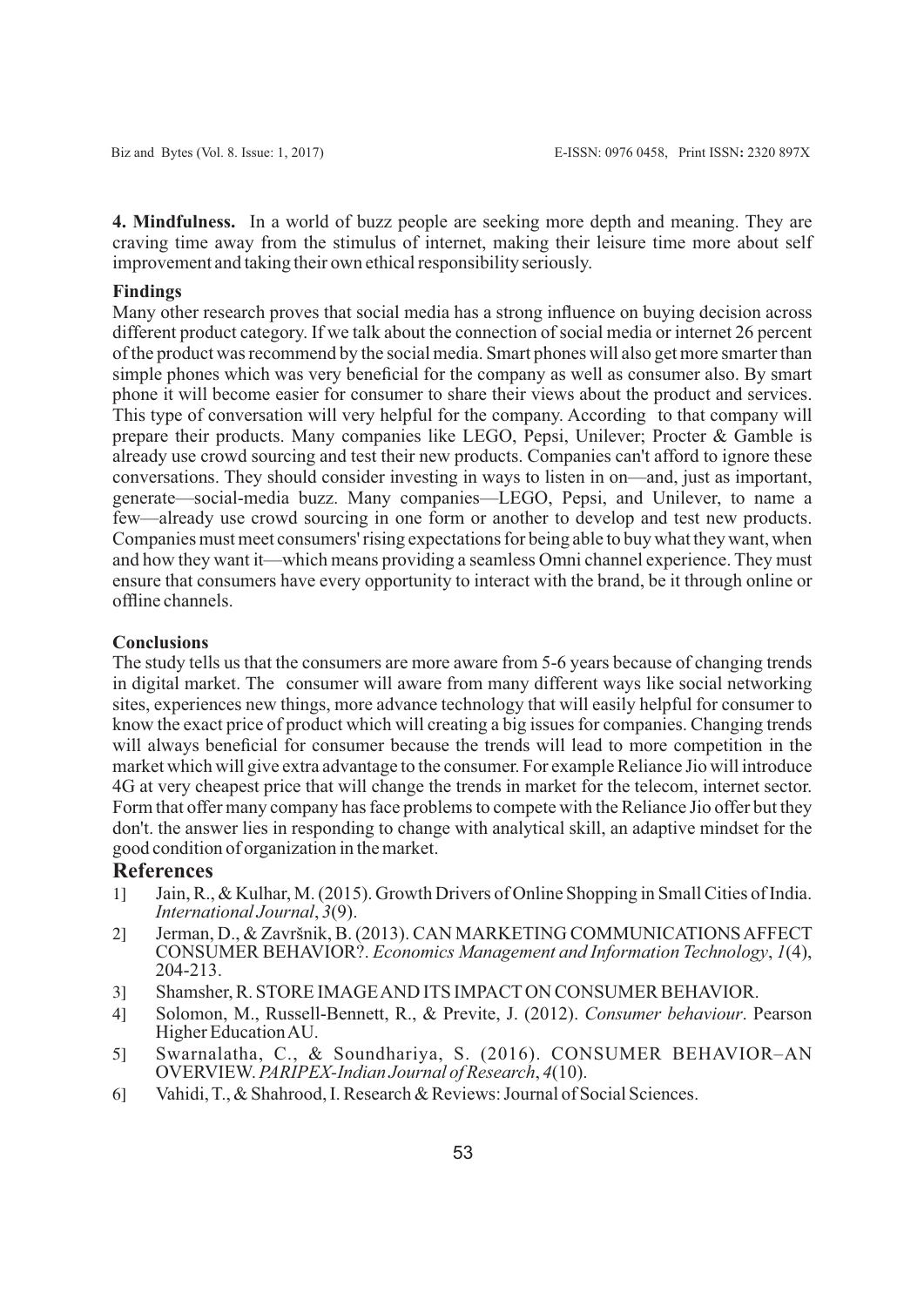**4. Mindfulness.** In a world of buzz people are seeking more depth and meaning. They are craving time away from the stimulus of internet, making their leisure time more about self improvement and taking their own ethical responsibility seriously.

### Findings

Many other research proves that social media has a strong influence on buying decision across different product category. If we talk about the connection of social media or internet 26 percent of the product was recommend by the social media. Smart phones will also get more smarter than simple phones which was very beneficial for the company as well as consumer also. By smart phone it will become easier for consumer to share their views about the product and services. This type of conversation will very helpful for the company. According to that company will prepare their products. Many companies like LEGO, Pepsi, Unilever; Procter & Gamble is already use crowd sourcing and test their new products. Companies can't afford to ignore these conversations. They should consider investing in ways to listen in on—and, just as important, generate—social-media buzz. Many companies—LEGO, Pepsi, and Unilever, to name a few—already use crowd sourcing in one form or another to develop and test new products. Companies must meet consumers' rising expectations for being able to buy what they want, when and how they want it—which means providing a seamless Omni channel experience. They must ensure that consumers have every opportunity to interact with the brand, be it through online or offline channels.

### Conclusions

The study tells us that the consumers are more aware from 5-6 years because of changing trends in digital market. The consumer will aware from many different ways like social networking sites, experiences new things, more advance technology that will easily helpful for consumer to know the exact price of product which will creating a big issues for companies. Changing trends will always beneficial for consumer because the trends will lead to more competition in the market which will give extra advantage to the consumer. For example Reliance Jio will introduce 4G at very cheapest price that will change the trends in market for the telecom, internet sector. Form that offer many company has face problems to compete with the Reliance Jio offer but they don't. the answer lies in responding to change with analytical skill, an adaptive mindset for the good condition of organization in the market.

## References

1] Jain, R., & Kulhar, M. (2015). Growth Drivers of Online Shopping in Small Cities of India. *International Journal*, *3*(9).

2] Jerman, D., & Završnik, B. (2013). CAN MARKETING COMMUNICATIONS AFFECT CONSUMER BEHAVIOR?. *Economics Management and Information Technology*, *1*(4), 204-213.

3] Shamsher, R. STORE IMAGE AND ITS IMPACT ON CONSUMER BEHAVIOR.

4] Solomon, M., Russell-Bennett, R., & Previte, J. (2012). *Consumer behaviour*. Pearson Higher Education AU.

5] Swarnalatha, C., & Soundhariya, S. (2016). CONSUMER BEHAVIOR–AN OVERVIEW. *PARIPEX-Indian Journal of Research*, *4*(10).

6] Vahidi, T., & Shahrood, I. Research & Reviews: Journal of Social Sciences.